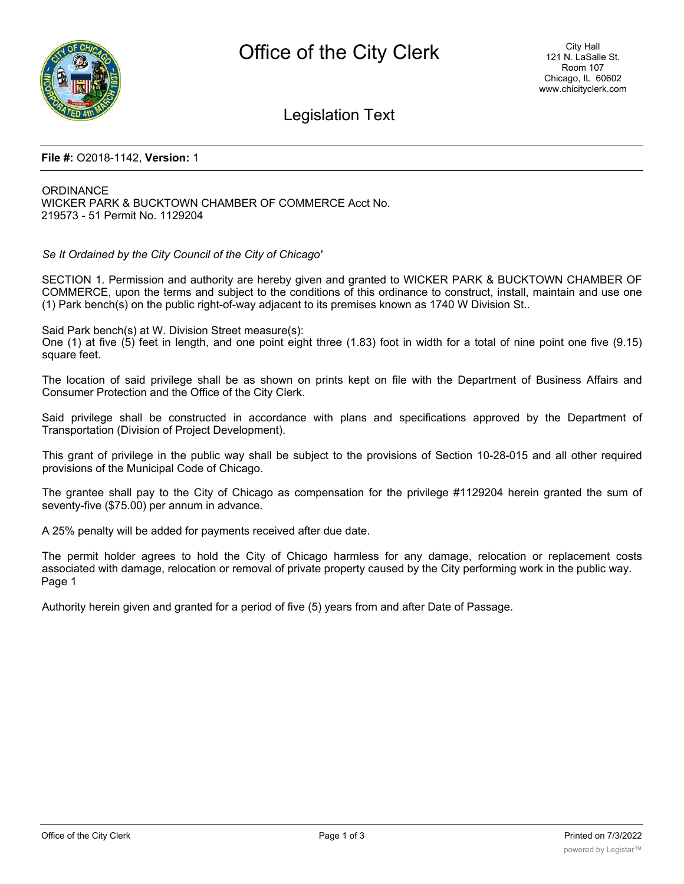**File #:** O2018-1142, **Version:** 1

ORDINANCE
WICKER PARK & BUCKTOWN CHAMBER OF COMMERCE Acct No. 219573 - 51 Permit No. 1129204

*Se It Ordained by the City Council of the City of Chicago'*

SECTION 1. Permission and authority are hereby given and granted to WICKER PARK & BUCKTOWN CHAMBER OF COMMERCE, upon the terms and subject to the conditions of this ordinance to construct, install, maintain and use one (1) Park bench(s) on the public right-of-way adjacent to its premises known as 1740 W Division St..

Said Park bench(s) at W. Division Street measure(s):
One (1) at five (5) feet in length, and one point eight three (1.83) foot in width for a total of nine point one five (9.15) square feet.

The location of said privilege shall be as shown on prints kept on file with the Department of Business Affairs and Consumer Protection and the Office of the City Clerk.

Said privilege shall be constructed in accordance with plans and specifications approved by the Department of Transportation (Division of Project Development).

This grant of privilege in the public way shall be subject to the provisions of Section 10-28-015 and all other required provisions of the Municipal Code of Chicago.

The grantee shall pay to the City of Chicago as compensation for the privilege #1129204 herein granted the sum of seventy-five ($75.00) per annum in advance.

A 25% penalty will be added for payments received after due date.

The permit holder agrees to hold the City of Chicago harmless for any damage, relocation or replacement costs associated with damage, relocation or removal of private property caused by the City performing work in the public way.
Page 1

Authority herein given and granted for a period of five (5) years from and after Date of Passage.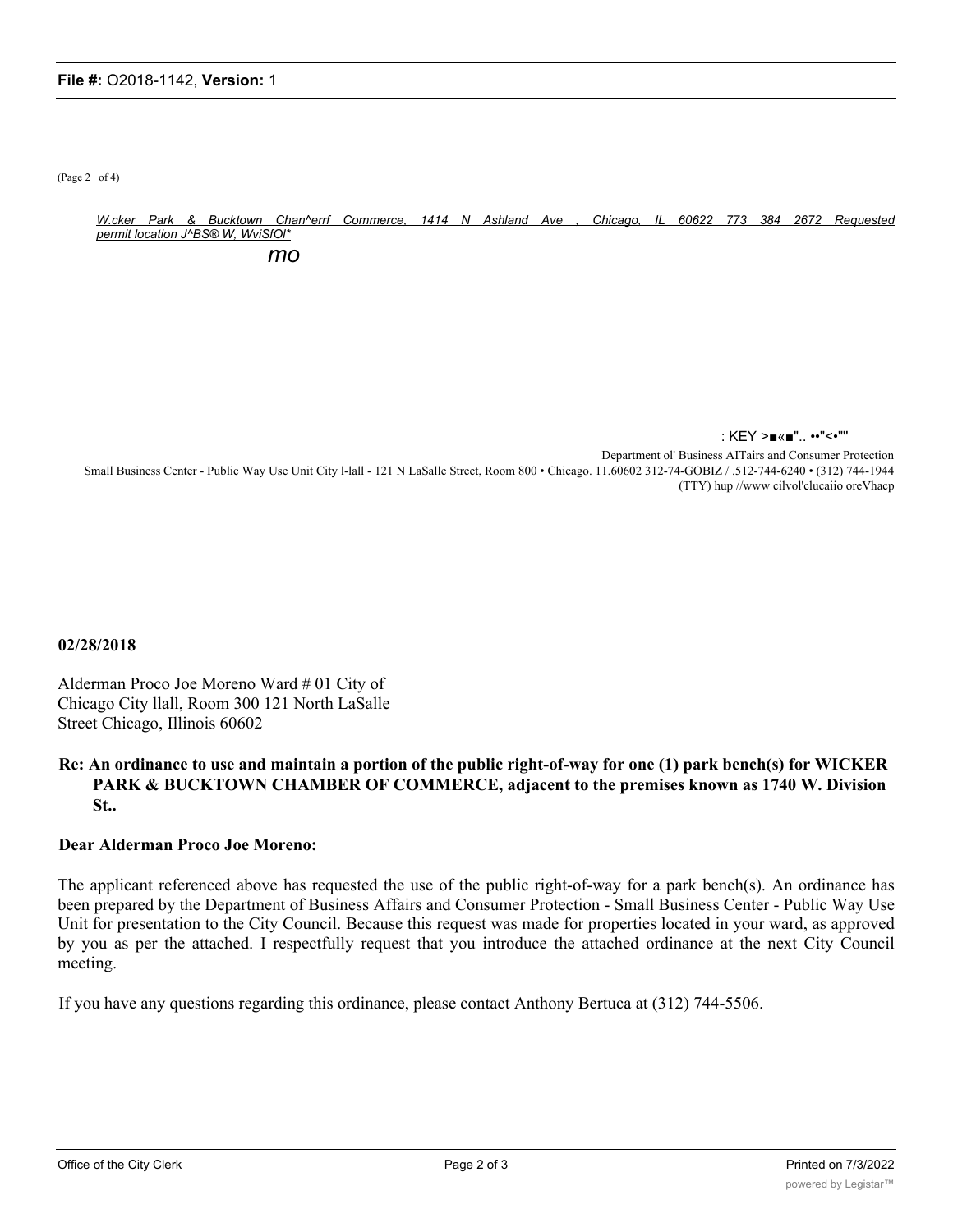(Page 2 of 4)

*W.cker Park & Bucktown Chan^errf Commerce, 1414 N Ashland Ave , Chicago, IL 60622 773 384 2672 Requested permit location J^BS® W, WviSfOl**

*mo*

: KEY >■«■".. ••"<•""

Department ol' Business AITairs and Consumer Protection
Small Business Center - Public Way Use Unit City l-lall - 121 N LaSalle Street, Room 800 • Chicago. 11.60602 312-74-GOBIZ / .512-744-6240 • (312) 744-1944 (TTY) hup //www cilvol'clucaiio oreVhacp

**02/28/2018**

Alderman Proco Joe Moreno Ward # 01 City of Chicago City llall, Room 300 121 North LaSalle Street Chicago, Illinois 60602

**Re: An ordinance to use and maintain a portion of the public right-of-way for one (1) park bench(s) for WICKER PARK & BUCKTOWN CHAMBER OF COMMERCE, adjacent to the premises known as 1740 W. Division St..**

**Dear Alderman Proco Joe Moreno:**

The applicant referenced above has requested the use of the public right-of-way for a park bench(s). An ordinance has been prepared by the Department of Business Affairs and Consumer Protection - Small Business Center - Public Way Use Unit for presentation to the City Council. Because this request was made for properties located in your ward, as approved by you as per the attached. I respectfully request that you introduce the attached ordinance at the next City Council meeting.

If you have any questions regarding this ordinance, please contact Anthony Bertuca at (312) 744-5506.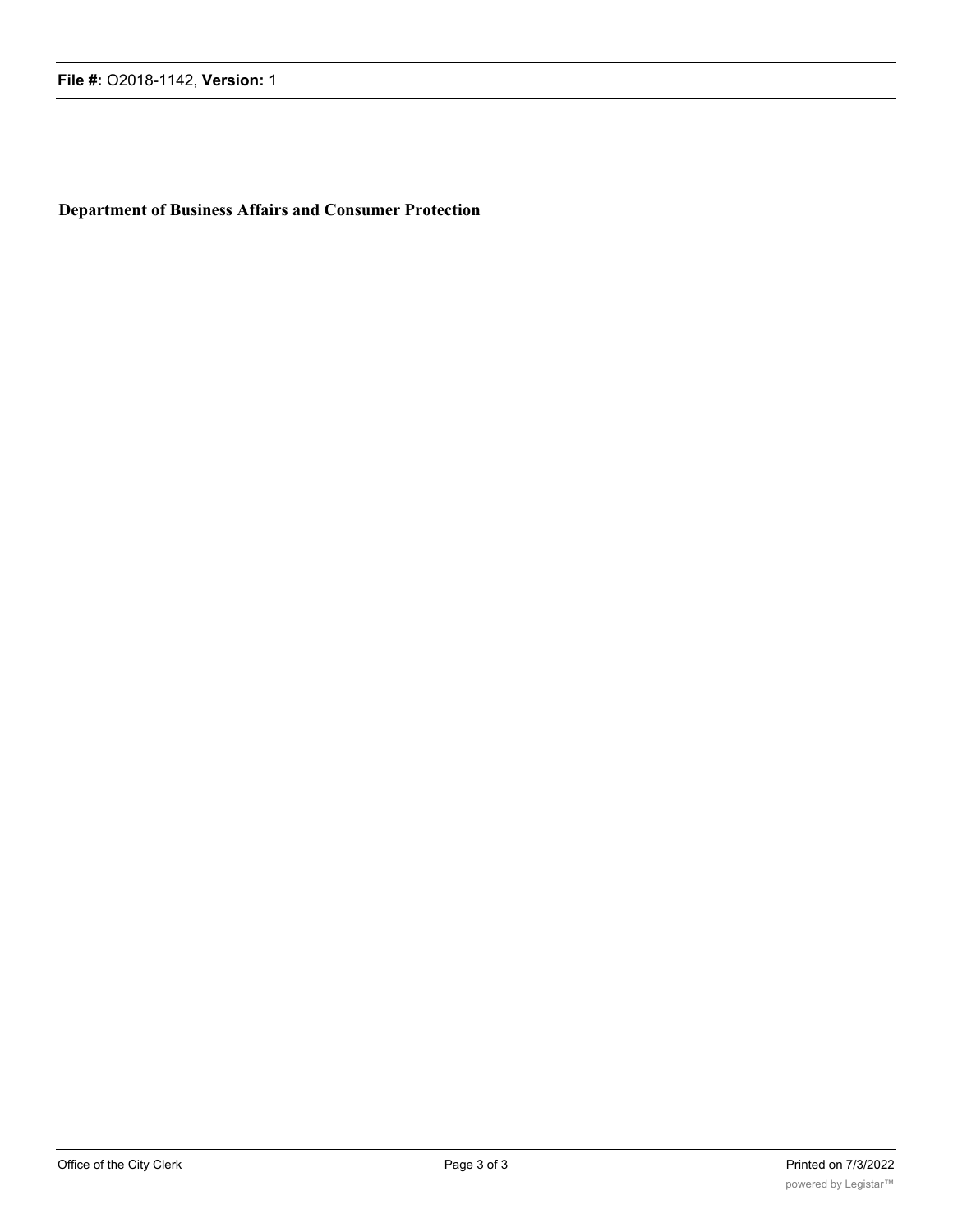**Department of Business Affairs and Consumer Protection**